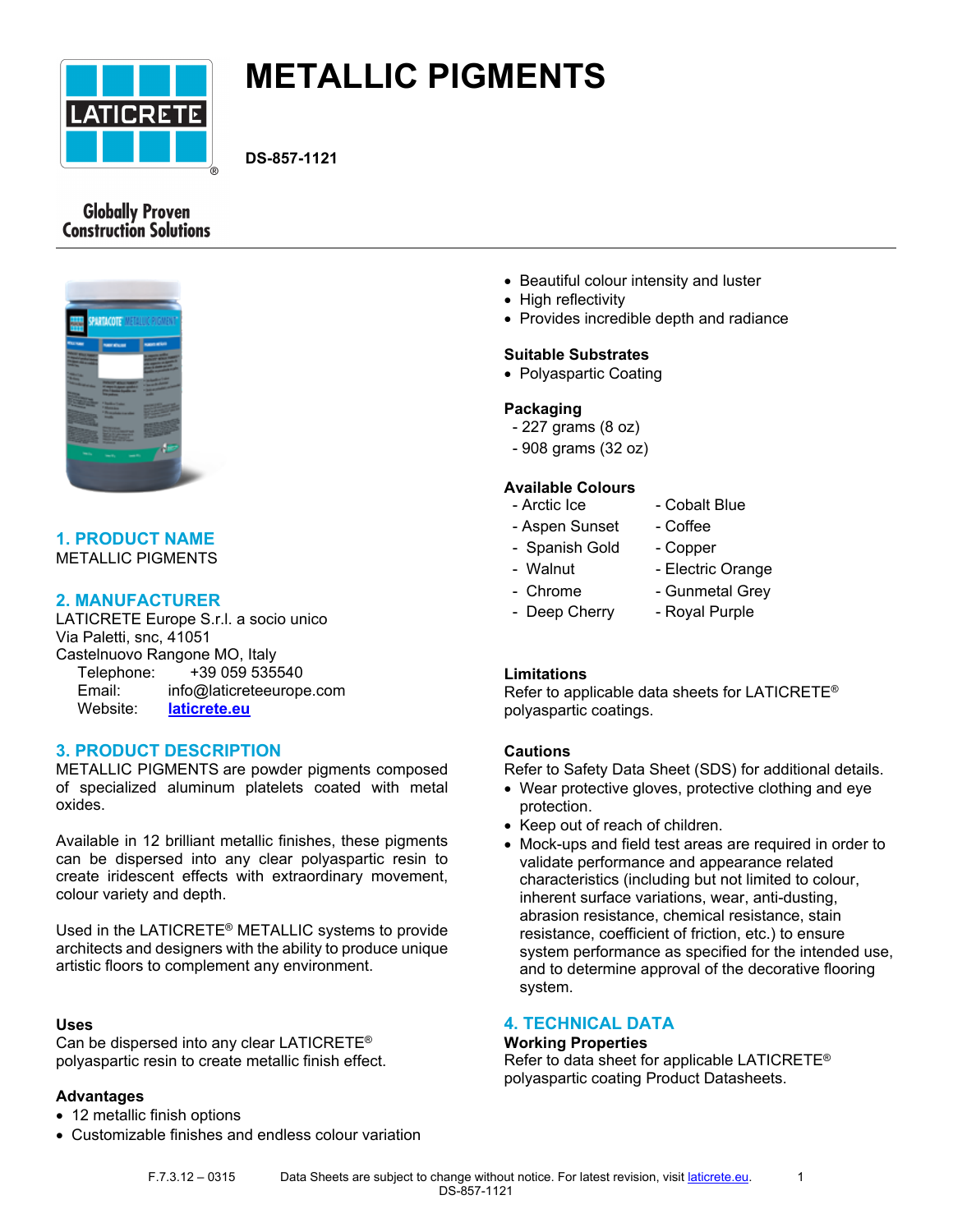# METALLIC PIGMENTS

**DS-857-1121**

Globally Proven Construction Solutions

## 1. PRODUCT NAME

METALLIC PIGMENTS

## 2. MANUFACTURER

LATICRETE Europe S.r.l. a socio unico
Via Paletti, snc, 41051
Castelnuovo Rangone MO, Italy
Telephone: +39 059 535540
Email: info@laticreteeurope.com
Website: [laticrete.eu](laticrete.eu)

## 3. PRODUCT DESCRIPTION

METALLIC PIGMENTS are powder pigments composed of specialized aluminum platelets coated with metal oxides.

Available in 12 brilliant metallic finishes, these pigments can be dispersed into any clear polyaspartic resin to create iridescent effects with extraordinary movement, colour variety and depth.

Used in the LATICRETE® METALLIC systems to provide architects and designers with the ability to produce unique artistic floors to complement any environment.

### Uses

Can be dispersed into any clear LATICRETE® polyaspartic resin to create metallic finish effect.

### Advantages

- 12 metallic finish options
- Customizable finishes and endless colour variation
- Beautiful colour intensity and luster
- High reflectivity
- Provides incredible depth and radiance

### Suitable Substrates

- Polyaspartic Coating

### Packaging

- 227 grams (8 oz)
- 908 grams (32 oz)

### Available Colours

- Arctic Ice
- Aspen Sunset
- Spanish Gold
- Walnut
- Chrome
- Deep Cherry
- Cobalt Blue
- Coffee
- Copper
- Electric Orange
- Gunmetal Grey
- Royal Purple

### Limitations

Refer to applicable data sheets for LATICRETE® polyaspartic coatings.

### Cautions

Refer to Safety Data Sheet (SDS) for additional details.

- Wear protective gloves, protective clothing and eye protection.
- Keep out of reach of children.
- Mock-ups and field test areas are required in order to validate performance and appearance related characteristics (including but not limited to colour, inherent surface variations, wear, anti-dusting, abrasion resistance, chemical resistance, stain resistance, coefficient of friction, etc.) to ensure system performance as specified for the intended use, and to determine approval of the decorative flooring system.

## 4. TECHNICAL DATA

### Working Properties

Refer to data sheet for applicable LATICRETE® polyaspartic coating Product Datasheets.

F.7.3.12 – 0315 Data Sheets are subject to change without notice. For latest revision, visit [laticrete.eu](laticrete.eu).
DS-857-1121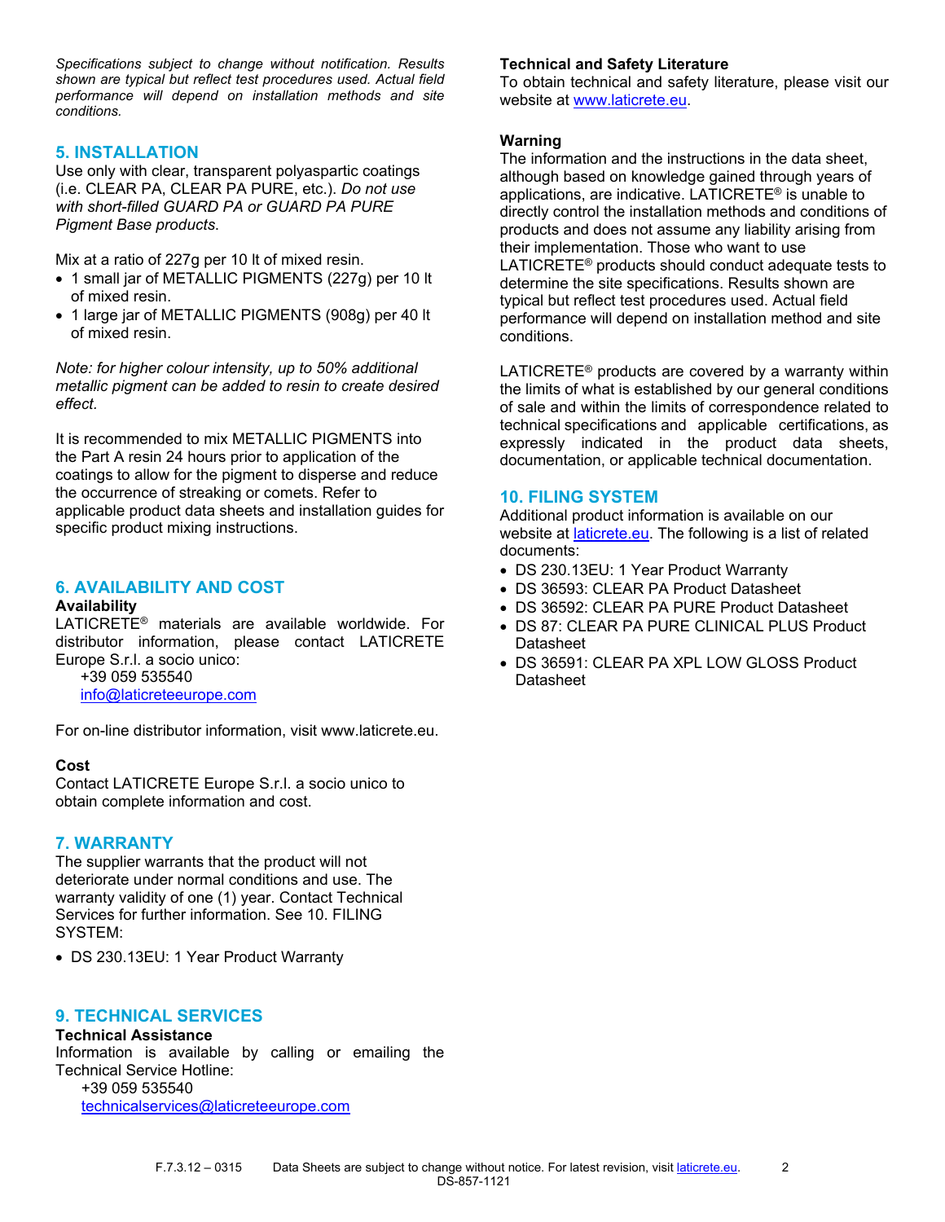*Specifications subject to change without notification. Results shown are typical but reflect test procedures used. Actual field performance will depend on installation methods and site conditions.*

## 5. INSTALLATION

Use only with clear, transparent polyaspartic coatings (i.e. CLEAR PA, CLEAR PA PURE, etc.). *Do not use with short-filled GUARD PA or GUARD PA PURE Pigment Base products.*

Mix at a ratio of 227g per 10 lt of mixed resin.

- 1 small jar of METALLIC PIGMENTS (227g) per 10 lt of mixed resin.
- 1 large jar of METALLIC PIGMENTS (908g) per 40 lt of mixed resin.

*Note: for higher colour intensity, up to 50% additional metallic pigment can be added to resin to create desired effect.*

It is recommended to mix METALLIC PIGMENTS into the Part A resin 24 hours prior to application of the coatings to allow for the pigment to disperse and reduce the occurrence of streaking or comets. Refer to applicable product data sheets and installation guides for specific product mixing instructions.

## 6. AVAILABILITY AND COST

**Availability**

LATICRETE® materials are available worldwide. For distributor information, please contact LATICRETE Europe S.r.l. a socio unico:

+39 059 535540
info@laticreteeurope.com

For on-line distributor information, visit www.laticrete.eu.

**Cost**

Contact LATICRETE Europe S.r.l. a socio unico to obtain complete information and cost.

## 7. WARRANTY

The supplier warrants that the product will not deteriorate under normal conditions and use. The warranty validity of one (1) year. Contact Technical Services for further information. See 10. FILING SYSTEM:

- DS 230.13EU: 1 Year Product Warranty

## 9. TECHNICAL SERVICES

**Technical Assistance**

Information is available by calling or emailing the Technical Service Hotline:

+39 059 535540
technicalservices@laticreteeurope.com

**Technical and Safety Literature**

To obtain technical and safety literature, please visit our website at www.laticrete.eu.

**Warning**

The information and the instructions in the data sheet, although based on knowledge gained through years of applications, are indicative. LATICRETE® is unable to directly control the installation methods and conditions of products and does not assume any liability arising from their implementation. Those who want to use LATICRETE® products should conduct adequate tests to determine the site specifications. Results shown are typical but reflect test procedures used. Actual field performance will depend on installation method and site conditions.

LATICRETE® products are covered by a warranty within the limits of what is established by our general conditions of sale and within the limits of correspondence related to technical specifications and applicable certifications, as expressly indicated in the product data sheets, documentation, or applicable technical documentation.

## 10. FILING SYSTEM

Additional product information is available on our website at laticrete.eu. The following is a list of related documents:

- DS 230.13EU: 1 Year Product Warranty
- DS 36593: CLEAR PA Product Datasheet
- DS 36592: CLEAR PA PURE Product Datasheet
- DS 87: CLEAR PA PURE CLINICAL PLUS Product Datasheet
- DS 36591: CLEAR PA XPL LOW GLOSS Product Datasheet